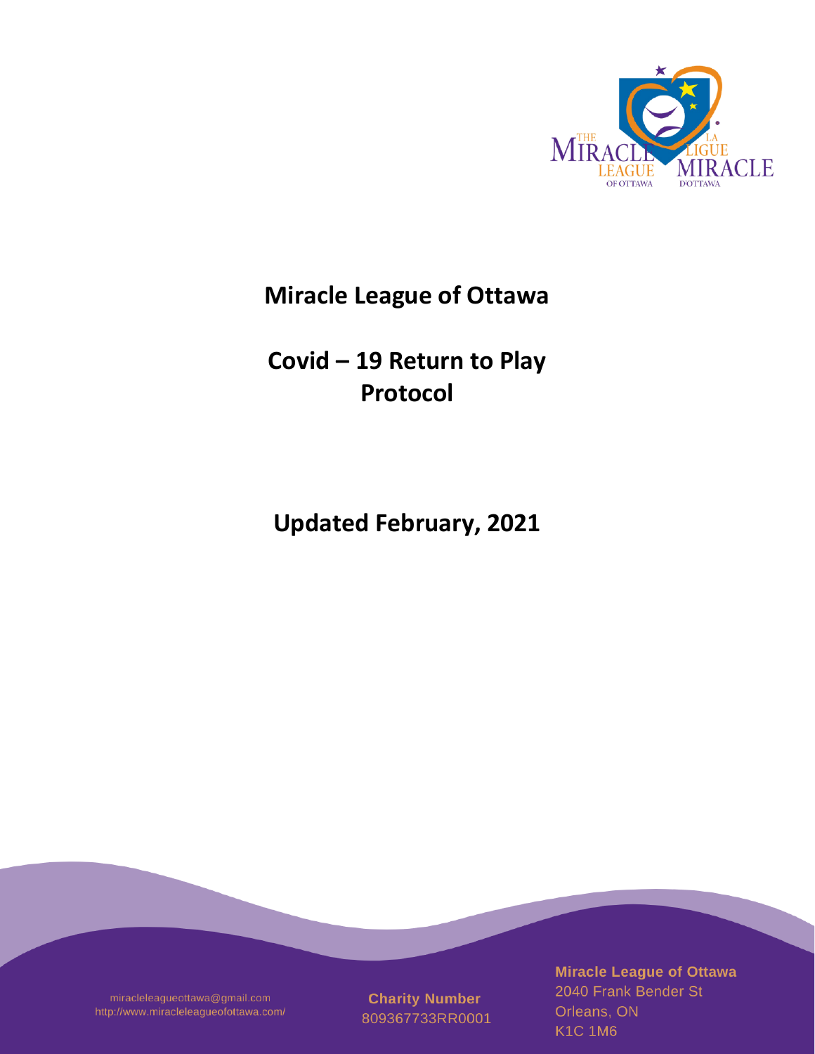# Miracle League of Ottawa

# Covid – 19 Return to Play Protocol

## Updated February, 2021

miracleleagueottawa@gmail.com
http://www.miracleleagueofottawa.com/

**Charity Number**
809367733RR0001

**Miracle League of Ottawa**
2040 Frank Bender St
Orleans, ON
K1C 1M6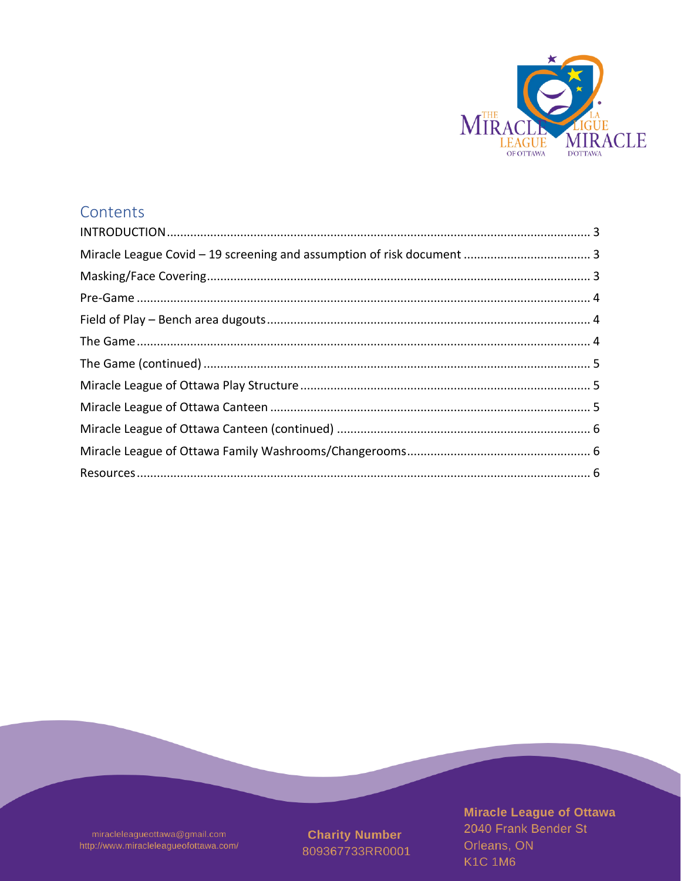# Contents

INTRODUCTION .......... 3
Miracle League Covid – 19 screening and assumption of risk document .......... 3
Masking/Face Covering .......... 3
Pre-Game .......... 4
Field of Play – Bench area dugouts .......... 4
The Game .......... 4
The Game (continued) .......... 5
Miracle League of Ottawa Play Structure .......... 5
Miracle League of Ottawa Canteen .......... 5
Miracle League of Ottawa Canteen (continued) .......... 6
Miracle League of Ottawa Family Washrooms/Changerooms .......... 6
Resources .......... 6

miracleleagueottawa@gmail.com
http://www.miracleleagueofottawa.com/

**Charity Number**
809367733RR0001

**Miracle League of Ottawa**
2040 Frank Bender St
Orleans, ON
K1C 1M6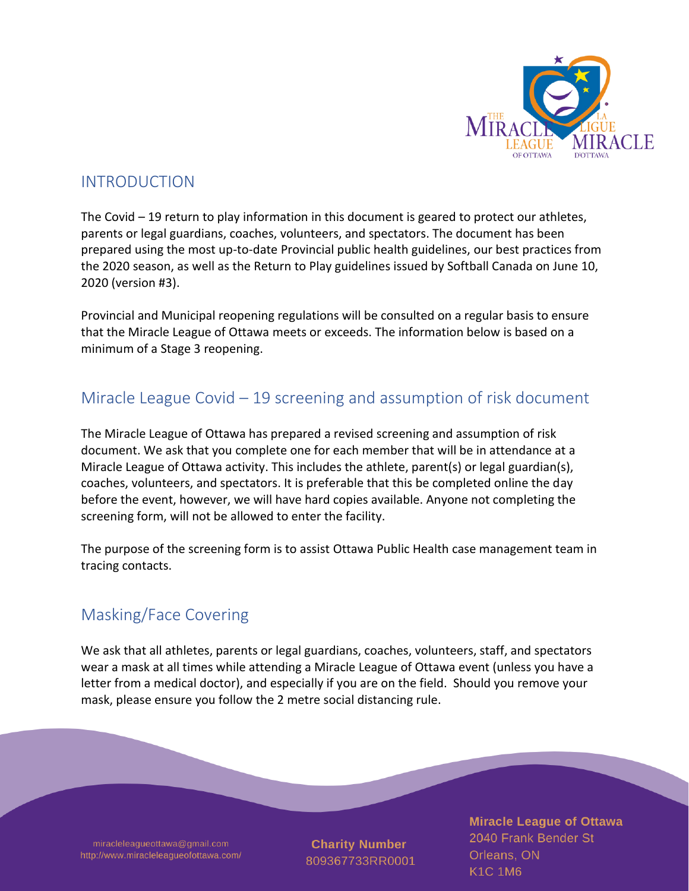## INTRODUCTION

The Covid – 19 return to play information in this document is geared to protect our athletes, parents or legal guardians, coaches, volunteers, and spectators. The document has been prepared using the most up-to-date Provincial public health guidelines, our best practices from the 2020 season, as well as the Return to Play guidelines issued by Softball Canada on June 10, 2020 (version #3).

Provincial and Municipal reopening regulations will be consulted on a regular basis to ensure that the Miracle League of Ottawa meets or exceeds. The information below is based on a minimum of a Stage 3 reopening.

## Miracle League Covid – 19 screening and assumption of risk document

The Miracle League of Ottawa has prepared a revised screening and assumption of risk document. We ask that you complete one for each member that will be in attendance at a Miracle League of Ottawa activity. This includes the athlete, parent(s) or legal guardian(s), coaches, volunteers, and spectators. It is preferable that this be completed online the day before the event, however, we will have hard copies available. Anyone not completing the screening form, will not be allowed to enter the facility.

The purpose of the screening form is to assist Ottawa Public Health case management team in tracing contacts.

## Masking/Face Covering

We ask that all athletes, parents or legal guardians, coaches, volunteers, staff, and spectators wear a mask at all times while attending a Miracle League of Ottawa event (unless you have a letter from a medical doctor), and especially if you are on the field. Should you remove your mask, please ensure you follow the 2 metre social distancing rule.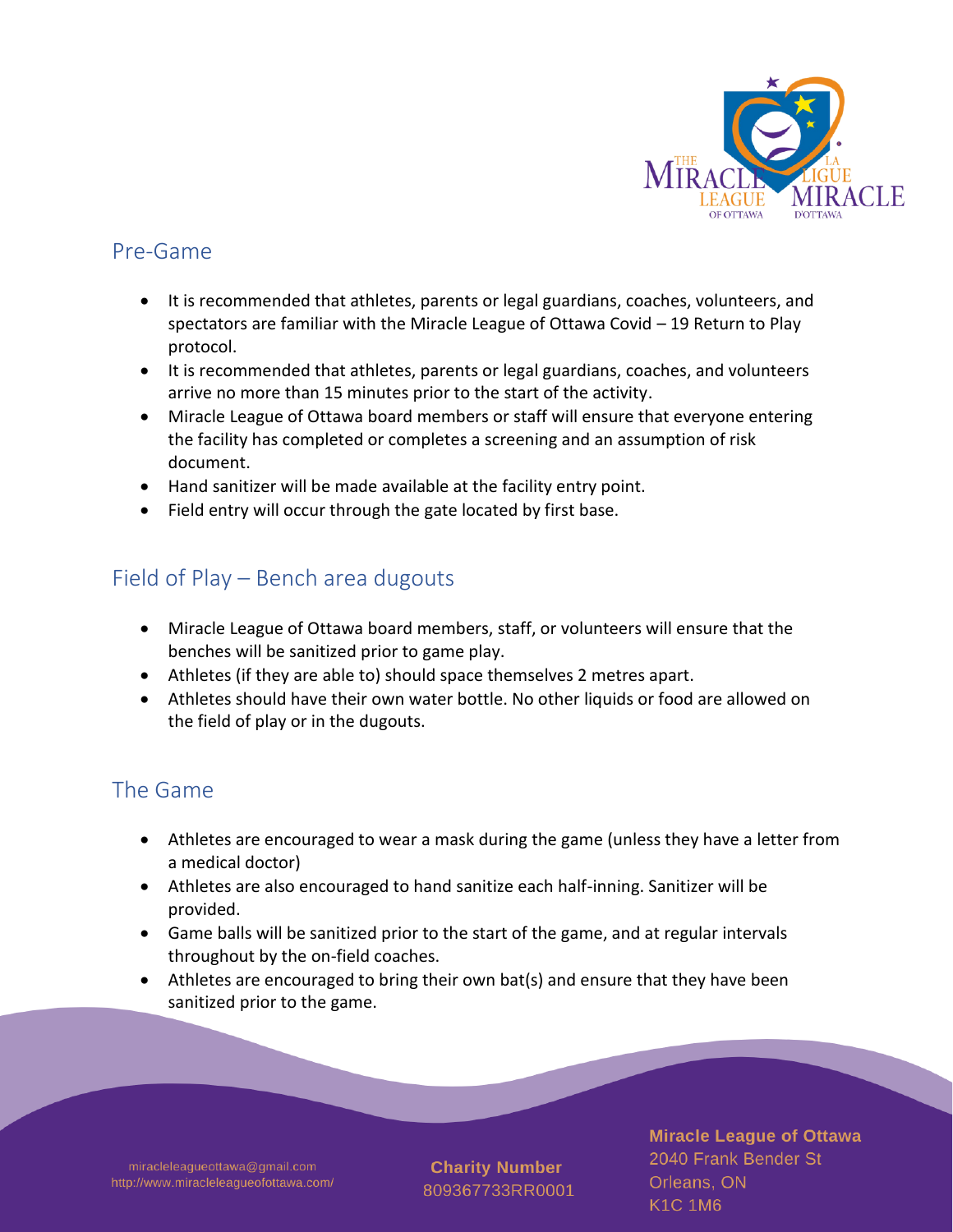## Pre-Game

- It is recommended that athletes, parents or legal guardians, coaches, volunteers, and spectators are familiar with the Miracle League of Ottawa Covid – 19 Return to Play protocol.
- It is recommended that athletes, parents or legal guardians, coaches, and volunteers arrive no more than 15 minutes prior to the start of the activity.
- Miracle League of Ottawa board members or staff will ensure that everyone entering the facility has completed or completes a screening and an assumption of risk document.
- Hand sanitizer will be made available at the facility entry point.
- Field entry will occur through the gate located by first base.

## Field of Play – Bench area dugouts

- Miracle League of Ottawa board members, staff, or volunteers will ensure that the benches will be sanitized prior to game play.
- Athletes (if they are able to) should space themselves 2 metres apart.
- Athletes should have their own water bottle. No other liquids or food are allowed on the field of play or in the dugouts.

## The Game

- Athletes are encouraged to wear a mask during the game (unless they have a letter from a medical doctor)
- Athletes are also encouraged to hand sanitize each half-inning. Sanitizer will be provided.
- Game balls will be sanitized prior to the start of the game, and at regular intervals throughout by the on-field coaches.
- Athletes are encouraged to bring their own bat(s) and ensure that they have been sanitized prior to the game.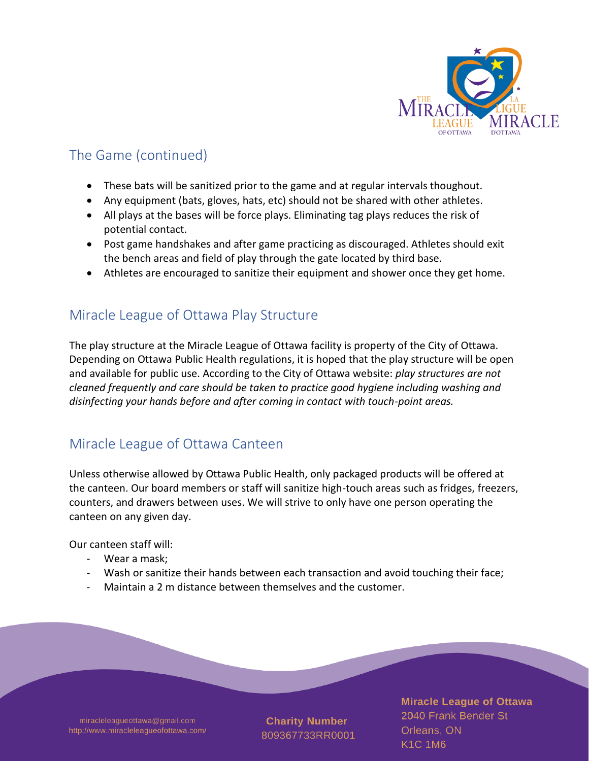## The Game (continued)

- These bats will be sanitized prior to the game and at regular intervals thoughout.
- Any equipment (bats, gloves, hats, etc) should not be shared with other athletes.
- All plays at the bases will be force plays. Eliminating tag plays reduces the risk of potential contact.
- Post game handshakes and after game practicing as discouraged. Athletes should exit the bench areas and field of play through the gate located by third base.
- Athletes are encouraged to sanitize their equipment and shower once they get home.

## Miracle League of Ottawa Play Structure

The play structure at the Miracle League of Ottawa facility is property of the City of Ottawa. Depending on Ottawa Public Health regulations, it is hoped that the play structure will be open and available for public use. According to the City of Ottawa website: *play structures are not cleaned frequently and care should be taken to practice good hygiene including washing and disinfecting your hands before and after coming in contact with touch-point areas.*

## Miracle League of Ottawa Canteen

Unless otherwise allowed by Ottawa Public Health, only packaged products will be offered at the canteen. Our board members or staff will sanitize high-touch areas such as fridges, freezers, counters, and drawers between uses. We will strive to only have one person operating the canteen on any given day.

Our canteen staff will:

- Wear a mask;
- Wash or sanitize their hands between each transaction and avoid touching their face;
- Maintain a 2 m distance between themselves and the customer.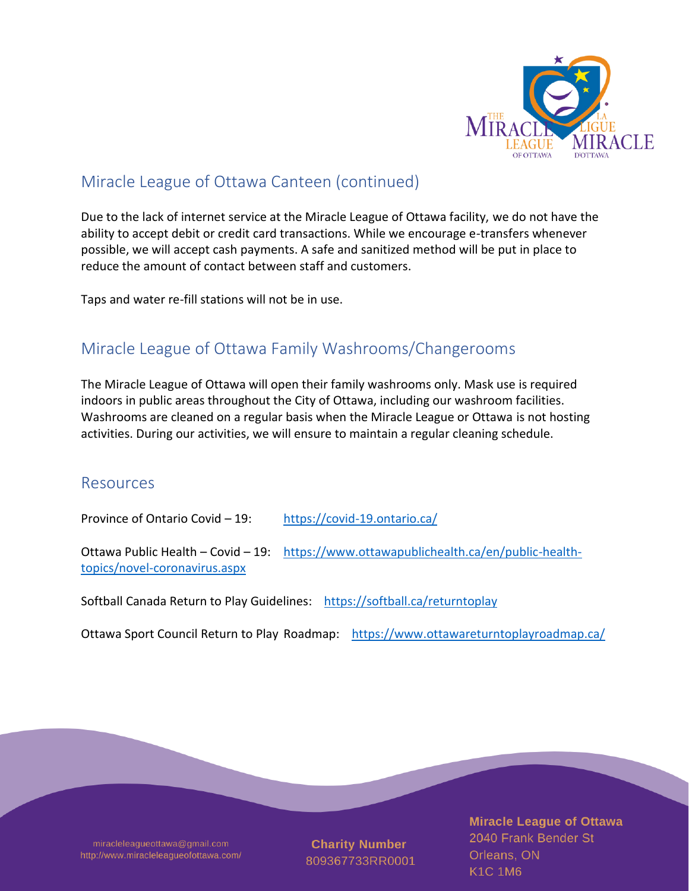## Miracle League of Ottawa Canteen (continued)

Due to the lack of internet service at the Miracle League of Ottawa facility, we do not have the ability to accept debit or credit card transactions. While we encourage e-transfers whenever possible, we will accept cash payments. A safe and sanitized method will be put in place to reduce the amount of contact between staff and customers.

Taps and water re-fill stations will not be in use.

## Miracle League of Ottawa Family Washrooms/Changerooms

The Miracle League of Ottawa will open their family washrooms only. Mask use is required indoors in public areas throughout the City of Ottawa, including our washroom facilities. Washrooms are cleaned on a regular basis when the Miracle League or Ottawa is not hosting activities. During our activities, we will ensure to maintain a regular cleaning schedule.

## Resources

Province of Ontario Covid – 19: https://covid-19.ontario.ca/

Ottawa Public Health – Covid – 19: https://www.ottawapublichealth.ca/en/public-health-topics/novel-coronavirus.aspx

Softball Canada Return to Play Guidelines: https://softball.ca/returntoplay

Ottawa Sport Council Return to Play Roadmap: https://www.ottawareturntoplayroadmap.ca/

miracleleagueottawa@gmail.com
http://www.miracleleagueofottawa.com/

**Charity Number**
809367733RR0001

**Miracle League of Ottawa**
2040 Frank Bender St
Orleans, ON
K1C 1M6